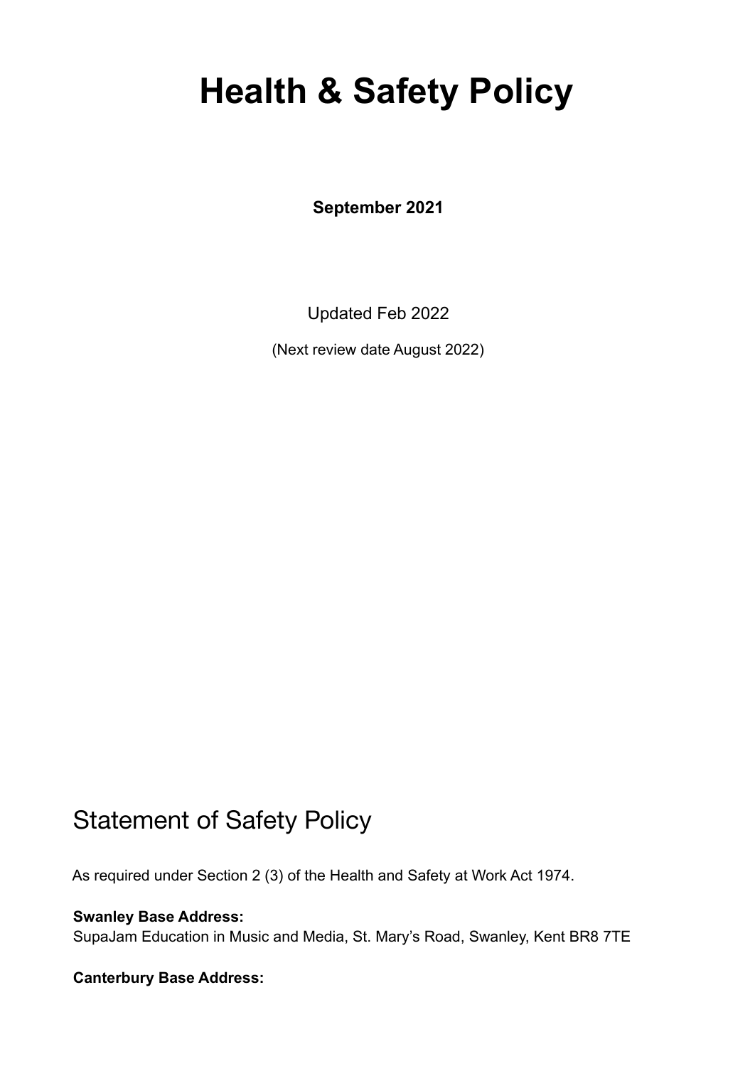# Health & Safety Policy

**September 2021**

Updated Feb 2022

(Next review date August 2022)

## Statement of Safety Policy

As required under Section 2 (3) of the Health and Safety at Work Act 1974.

**Swanley Base Address:**
SupaJam Education in Music and Media, St. Mary's Road, Swanley, Kent BR8 7TE

**Canterbury Base Address:**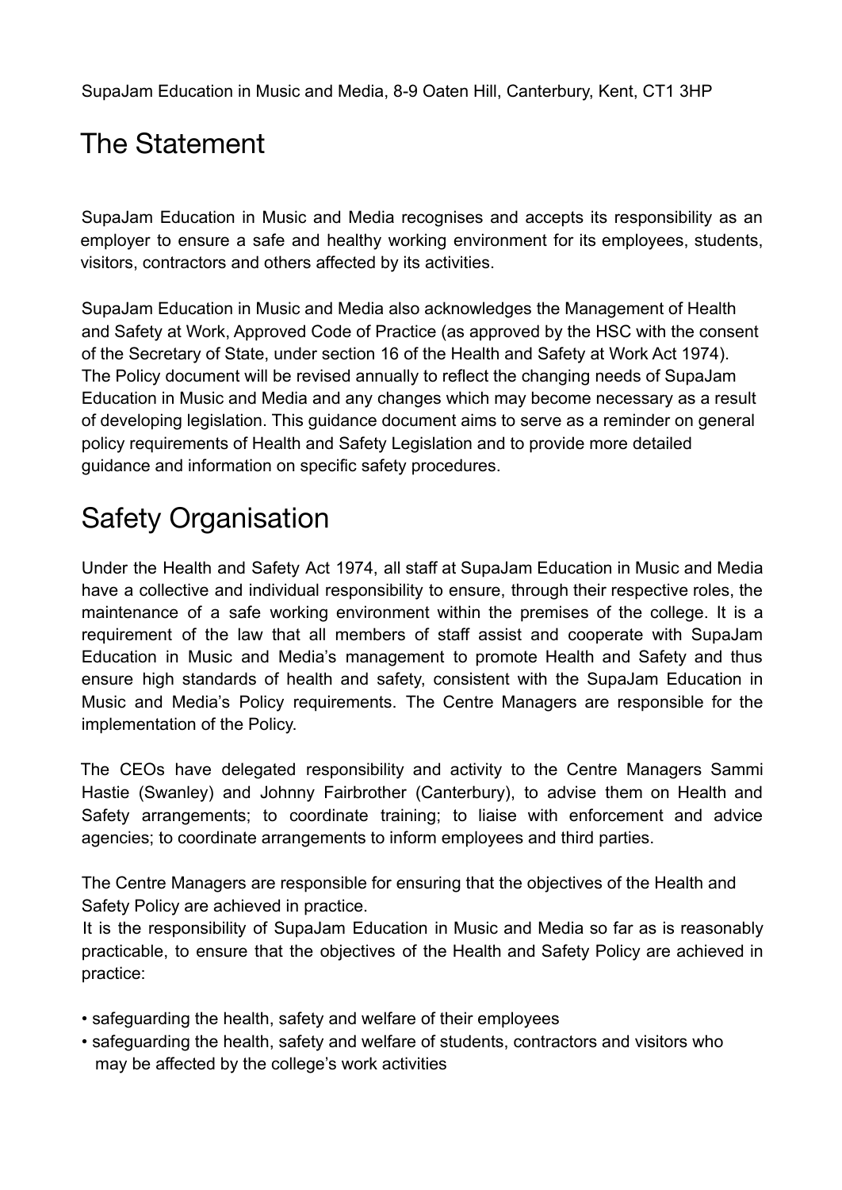SupaJam Education in Music and Media, 8-9 Oaten Hill, Canterbury, Kent, CT1 3HP

## The Statement

SupaJam Education in Music and Media recognises and accepts its responsibility as an employer to ensure a safe and healthy working environment for its employees, students, visitors, contractors and others affected by its activities.

SupaJam Education in Music and Media also acknowledges the Management of Health and Safety at Work, Approved Code of Practice (as approved by the HSC with the consent of the Secretary of State, under section 16 of the Health and Safety at Work Act 1974). The Policy document will be revised annually to reflect the changing needs of SupaJam Education in Music and Media and any changes which may become necessary as a result of developing legislation. This guidance document aims to serve as a reminder on general policy requirements of Health and Safety Legislation and to provide more detailed guidance and information on specific safety procedures.

## Safety Organisation

Under the Health and Safety Act 1974, all staff at SupaJam Education in Music and Media have a collective and individual responsibility to ensure, through their respective roles, the maintenance of a safe working environment within the premises of the college. It is a requirement of the law that all members of staff assist and cooperate with SupaJam Education in Music and Media's management to promote Health and Safety and thus ensure high standards of health and safety, consistent with the SupaJam Education in Music and Media's Policy requirements. The Centre Managers are responsible for the implementation of the Policy.

The CEOs have delegated responsibility and activity to the Centre Managers Sammi Hastie (Swanley) and Johnny Fairbrother (Canterbury), to advise them on Health and Safety arrangements; to coordinate training; to liaise with enforcement and advice agencies; to coordinate arrangements to inform employees and third parties.

The Centre Managers are responsible for ensuring that the objectives of the Health and Safety Policy are achieved in practice.

It is the responsibility of SupaJam Education in Music and Media so far as is reasonably practicable, to ensure that the objectives of the Health and Safety Policy are achieved in practice:

- safeguarding the health, safety and welfare of their employees
- safeguarding the health, safety and welfare of students, contractors and visitors who may be affected by the college's work activities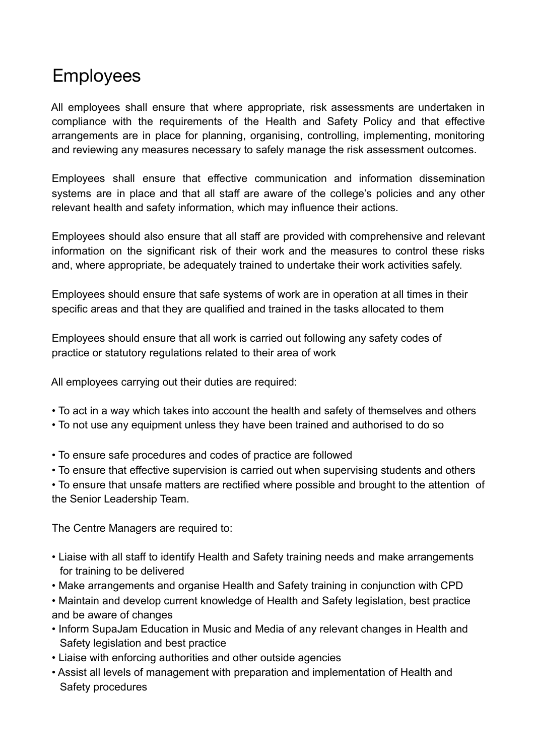# Employees

All employees shall ensure that where appropriate, risk assessments are undertaken in compliance with the requirements of the Health and Safety Policy and that effective arrangements are in place for planning, organising, controlling, implementing, monitoring and reviewing any measures necessary to safely manage the risk assessment outcomes.

Employees shall ensure that effective communication and information dissemination systems are in place and that all staff are aware of the college's policies and any other relevant health and safety information, which may influence their actions.

Employees should also ensure that all staff are provided with comprehensive and relevant information on the significant risk of their work and the measures to control these risks and, where appropriate, be adequately trained to undertake their work activities safely.

Employees should ensure that safe systems of work are in operation at all times in their specific areas and that they are qualified and trained in the tasks allocated to them

Employees should ensure that all work is carried out following any safety codes of practice or statutory regulations related to their area of work

All employees carrying out their duties are required:

- To act in a way which takes into account the health and safety of themselves and others
- To not use any equipment unless they have been trained and authorised to do so
- To ensure safe procedures and codes of practice are followed
- To ensure that effective supervision is carried out when supervising students and others
- To ensure that unsafe matters are rectified where possible and brought to the attention of the Senior Leadership Team.

The Centre Managers are required to:

- Liaise with all staff to identify Health and Safety training needs and make arrangements for training to be delivered
- Make arrangements and organise Health and Safety training in conjunction with CPD
- Maintain and develop current knowledge of Health and Safety legislation, best practice and be aware of changes
- Inform SupaJam Education in Music and Media of any relevant changes in Health and Safety legislation and best practice
- Liaise with enforcing authorities and other outside agencies
- Assist all levels of management with preparation and implementation of Health and Safety procedures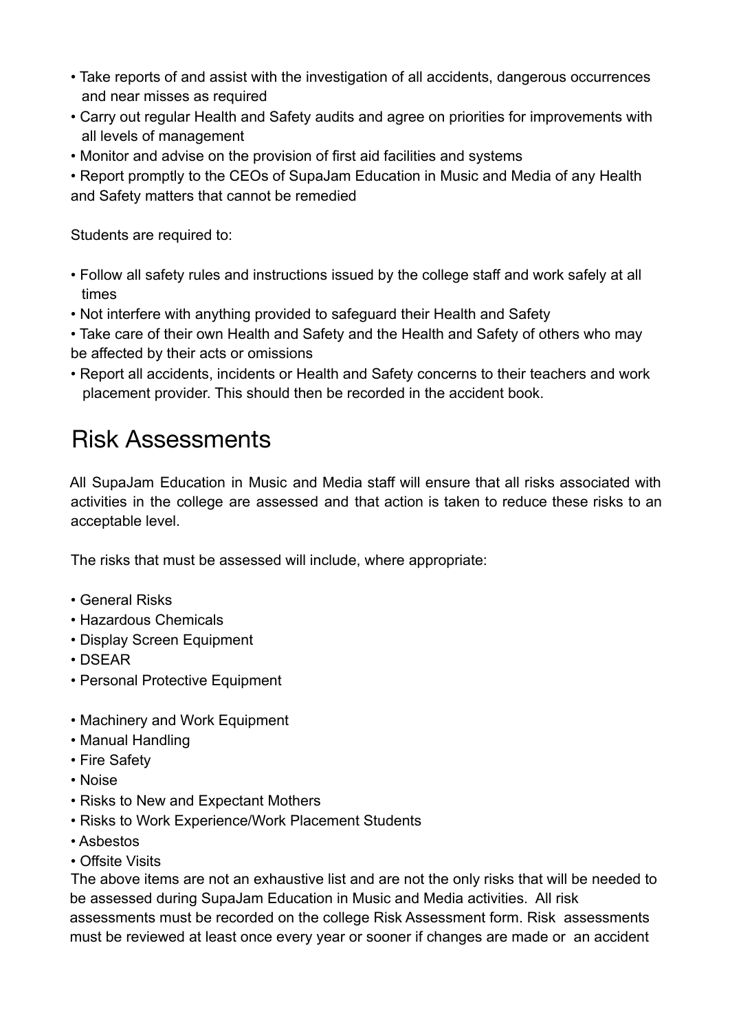- Take reports of and assist with the investigation of all accidents, dangerous occurrences and near misses as required
- Carry out regular Health and Safety audits and agree on priorities for improvements with all levels of management
- Monitor and advise on the provision of first aid facilities and systems
- Report promptly to the CEOs of SupaJam Education in Music and Media of any Health and Safety matters that cannot be remedied

Students are required to:

- Follow all safety rules and instructions issued by the college staff and work safely at all times
- Not interfere with anything provided to safeguard their Health and Safety
- Take care of their own Health and Safety and the Health and Safety of others who may be affected by their acts or omissions
- Report all accidents, incidents or Health and Safety concerns to their teachers and work placement provider. This should then be recorded in the accident book.

# Risk Assessments

All SupaJam Education in Music and Media staff will ensure that all risks associated with activities in the college are assessed and that action is taken to reduce these risks to an acceptable level.

The risks that must be assessed will include, where appropriate:

- General Risks
- Hazardous Chemicals
- Display Screen Equipment
- DSEAR
- Personal Protective Equipment
- Machinery and Work Equipment
- Manual Handling
- Fire Safety
- Noise
- Risks to New and Expectant Mothers
- Risks to Work Experience/Work Placement Students
- Asbestos
- Offsite Visits

The above items are not an exhaustive list and are not the only risks that will be needed to be assessed during SupaJam Education in Music and Media activities. All risk assessments must be recorded on the college Risk Assessment form. Risk assessments must be reviewed at least once every year or sooner if changes are made or an accident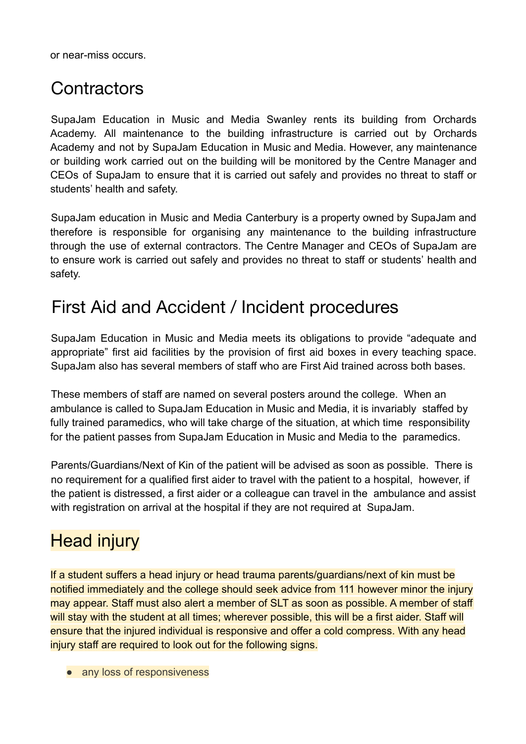or near-miss occurs.

## Contractors

SupaJam Education in Music and Media Swanley rents its building from Orchards Academy. All maintenance to the building infrastructure is carried out by Orchards Academy and not by SupaJam Education in Music and Media. However, any maintenance or building work carried out on the building will be monitored by the Centre Manager and CEOs of SupaJam to ensure that it is carried out safely and provides no threat to staff or students' health and safety.

SupaJam education in Music and Media Canterbury is a property owned by SupaJam and therefore is responsible for organising any maintenance to the building infrastructure through the use of external contractors. The Centre Manager and CEOs of SupaJam are to ensure work is carried out safely and provides no threat to staff or students' health and safety.

## First Aid and Accident / Incident procedures

SupaJam Education in Music and Media meets its obligations to provide "adequate and appropriate" first aid facilities by the provision of first aid boxes in every teaching space. SupaJam also has several members of staff who are First Aid trained across both bases.

These members of staff are named on several posters around the college. When an ambulance is called to SupaJam Education in Music and Media, it is invariably staffed by fully trained paramedics, who will take charge of the situation, at which time responsibility for the patient passes from SupaJam Education in Music and Media to the paramedics.

Parents/Guardians/Next of Kin of the patient will be advised as soon as possible. There is no requirement for a qualified first aider to travel with the patient to a hospital, however, if the patient is distressed, a first aider or a colleague can travel in the ambulance and assist with registration on arrival at the hospital if they are not required at SupaJam.

## Head injury

If a student suffers a head injury or head trauma parents/guardians/next of kin must be notified immediately and the college should seek advice from 111 however minor the injury may appear. Staff must also alert a member of SLT as soon as possible. A member of staff will stay with the student at all times; wherever possible, this will be a first aider. Staff will ensure that the injured individual is responsive and offer a cold compress. With any head injury staff are required to look out for the following signs.

- any loss of responsiveness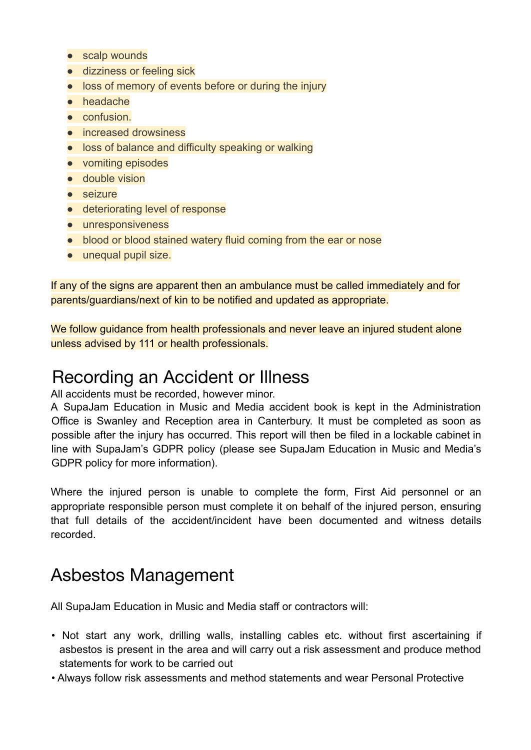- scalp wounds
- dizziness or feeling sick
- loss of memory of events before or during the injury
- headache
- confusion.
- increased drowsiness
- loss of balance and difficulty speaking or walking
- vomiting episodes
- double vision
- seizure
- deteriorating level of response
- unresponsiveness
- blood or blood stained watery fluid coming from the ear or nose
- unequal pupil size.

If any of the signs are apparent then an ambulance must be called immediately and for parents/guardians/next of kin to be notified and updated as appropriate.

We follow guidance from health professionals and never leave an injured student alone unless advised by 111 or health professionals.

# Recording an Accident or Illness

All accidents must be recorded, however minor.

A SupaJam Education in Music and Media accident book is kept in the Administration Office is Swanley and Reception area in Canterbury. It must be completed as soon as possible after the injury has occurred. This report will then be filed in a lockable cabinet in line with SupaJam's GDPR policy (please see SupaJam Education in Music and Media's GDPR policy for more information).

Where the injured person is unable to complete the form, First Aid personnel or an appropriate responsible person must complete it on behalf of the injured person, ensuring that full details of the accident/incident have been documented and witness details recorded.

# Asbestos Management

All SupaJam Education in Music and Media staff or contractors will:

- Not start any work, drilling walls, installing cables etc. without first ascertaining if asbestos is present in the area and will carry out a risk assessment and produce method statements for work to be carried out
- Always follow risk assessments and method statements and wear Personal Protective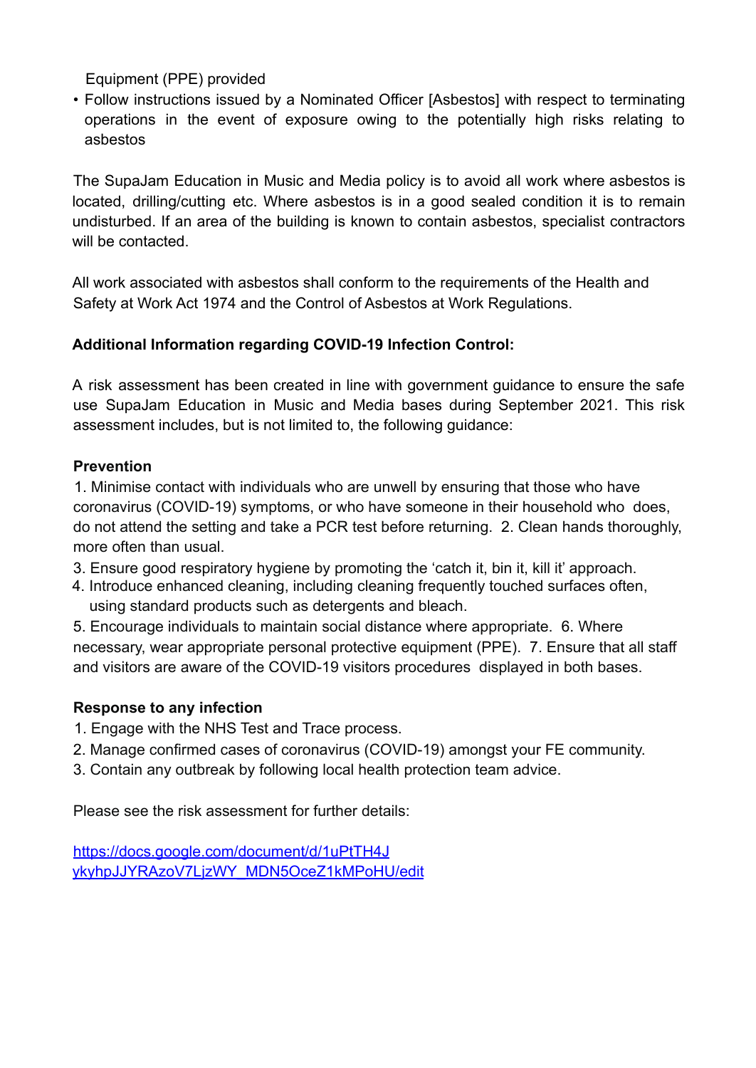Equipment (PPE) provided

- Follow instructions issued by a Nominated Officer [Asbestos] with respect to terminating operations in the event of exposure owing to the potentially high risks relating to asbestos

The SupaJam Education in Music and Media policy is to avoid all work where asbestos is located, drilling/cutting etc. Where asbestos is in a good sealed condition it is to remain undisturbed. If an area of the building is known to contain asbestos, specialist contractors will be contacted.

All work associated with asbestos shall conform to the requirements of the Health and Safety at Work Act 1974 and the Control of Asbestos at Work Regulations.

**Additional Information regarding COVID-19 Infection Control:**

A risk assessment has been created in line with government guidance to ensure the safe use SupaJam Education in Music and Media bases during September 2021. This risk assessment includes, but is not limited to, the following guidance:

**Prevention**

1. Minimise contact with individuals who are unwell by ensuring that those who have coronavirus (COVID-19) symptoms, or who have someone in their household who does, do not attend the setting and take a PCR test before returning.
2. Clean hands thoroughly, more often than usual.
3. Ensure good respiratory hygiene by promoting the 'catch it, bin it, kill it' approach.
4. Introduce enhanced cleaning, including cleaning frequently touched surfaces often, using standard products such as detergents and bleach.
5. Encourage individuals to maintain social distance where appropriate.
6. Where necessary, wear appropriate personal protective equipment (PPE).
7. Ensure that all staff and visitors are aware of the COVID-19 visitors procedures displayed in both bases.

**Response to any infection**

1. Engage with the NHS Test and Trace process.
2. Manage confirmed cases of coronavirus (COVID-19) amongst your FE community.
3. Contain any outbreak by following local health protection team advice.

Please see the risk assessment for further details:

https://docs.google.com/document/d/1uPtTH4JykyhpJJYRAzoV7LjzWY_MDN5OceZ1kMPoHU/edit